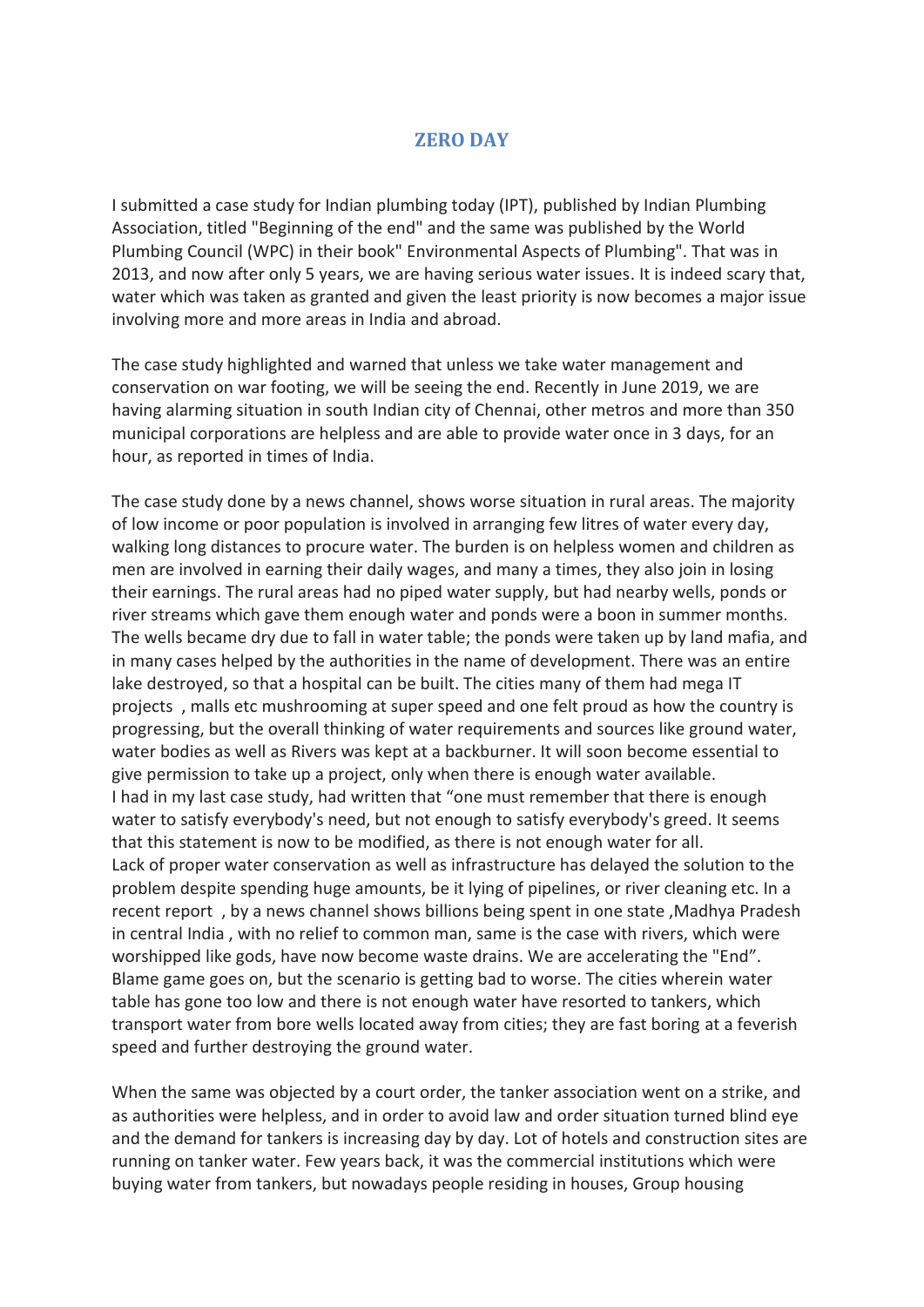# ZERO DAY

I submitted a case study for Indian plumbing today (IPT), published by Indian Plumbing Association, titled "Beginning of the end" and the same was published by the World Plumbing Council (WPC) in their book" Environmental Aspects of Plumbing". That was in 2013, and now after only 5 years, we are having serious water issues. It is indeed scary that, water which was taken as granted and given the least priority is now becomes a major issue involving more and more areas in India and abroad.

The case study highlighted and warned that unless we take water management and conservation on war footing, we will be seeing the end. Recently in June 2019, we are having alarming situation in south Indian city of Chennai, other metros and more than 350 municipal corporations are helpless and are able to provide water once in 3 days, for an hour, as reported in times of India.

The case study done by a news channel, shows worse situation in rural areas. The majority of low income or poor population is involved in arranging few litres of water every day, walking long distances to procure water. The burden is on helpless women and children as men are involved in earning their daily wages, and many a times, they also join in losing their earnings. The rural areas had no piped water supply, but had nearby wells, ponds or river streams which gave them enough water and ponds were a boon in summer months. The wells became dry due to fall in water table; the ponds were taken up by land mafia, and in many cases helped by the authorities in the name of development. There was an entire lake destroyed, so that a hospital can be built. The cities many of them had mega IT projects , malls etc mushrooming at super speed and one felt proud as how the country is progressing, but the overall thinking of water requirements and sources like ground water, water bodies as well as Rivers was kept at a backburner. It will soon become essential to give permission to take up a project, only when there is enough water available.
I had in my last case study, had written that "one must remember that there is enough water to satisfy everybody's need, but not enough to satisfy everybody's greed. It seems that this statement is now to be modified, as there is not enough water for all.
Lack of proper water conservation as well as infrastructure has delayed the solution to the problem despite spending huge amounts, be it lying of pipelines, or river cleaning etc. In a recent report , by a news channel shows billions being spent in one state ,Madhya Pradesh in central India , with no relief to common man, same is the case with rivers, which were worshipped like gods, have now become waste drains. We are accelerating the "End". Blame game goes on, but the scenario is getting bad to worse. The cities wherein water table has gone too low and there is not enough water have resorted to tankers, which transport water from bore wells located away from cities; they are fast boring at a feverish speed and further destroying the ground water.

When the same was objected by a court order, the tanker association went on a strike, and as authorities were helpless, and in order to avoid law and order situation turned blind eye and the demand for tankers is increasing day by day. Lot of hotels and construction sites are running on tanker water. Few years back, it was the commercial institutions which were buying water from tankers, but nowadays people residing in houses, Group housing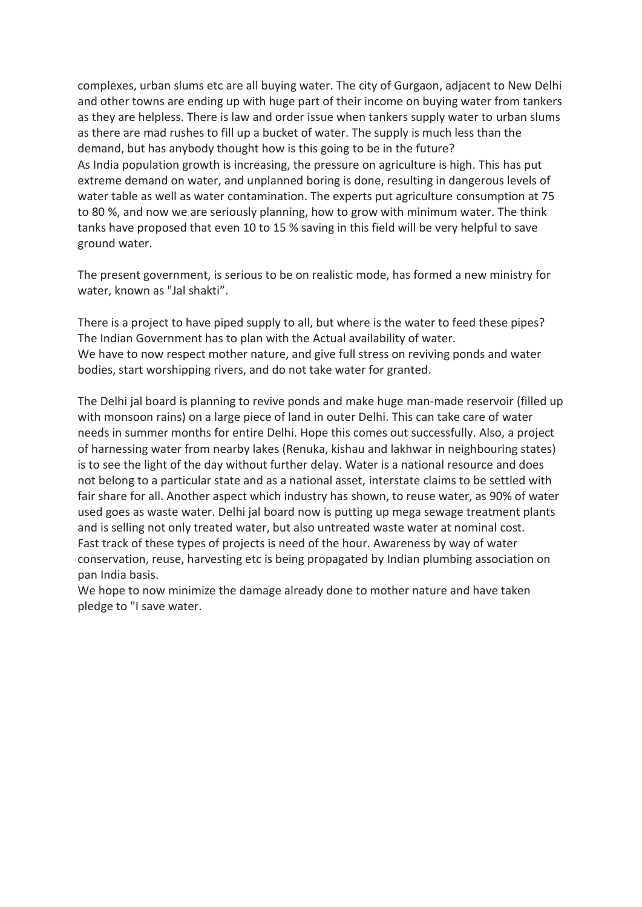complexes, urban slums etc are all buying water. The city of Gurgaon, adjacent to New Delhi and other towns are ending up with huge part of their income on buying water from tankers as they are helpless. There is law and order issue when tankers supply water to urban slums as there are mad rushes to fill up a bucket of water. The supply is much less than the demand, but has anybody thought how is this going to be in the future?
As India population growth is increasing, the pressure on agriculture is high. This has put extreme demand on water, and unplanned boring is done, resulting in dangerous levels of water table as well as water contamination. The experts put agriculture consumption at 75 to 80 %, and now we are seriously planning, how to grow with minimum water. The think tanks have proposed that even 10 to 15 % saving in this field will be very helpful to save ground water.

The present government, is serious to be on realistic mode, has formed a new ministry for water, known as "Jal shakti".

There is a project to have piped supply to all, but where is the water to feed these pipes? The Indian Government has to plan with the Actual availability of water.
We have to now respect mother nature, and give full stress on reviving ponds and water bodies, start worshipping rivers, and do not take water for granted.

The Delhi jal board is planning to revive ponds and make huge man-made reservoir (filled up with monsoon rains) on a large piece of land in outer Delhi. This can take care of water needs in summer months for entire Delhi. Hope this comes out successfully. Also, a project of harnessing water from nearby lakes (Renuka, kishau and lakhwar in neighbouring states) is to see the light of the day without further delay. Water is a national resource and does not belong to a particular state and as a national asset, interstate claims to be settled with fair share for all. Another aspect which industry has shown, to reuse water, as 90% of water used goes as waste water. Delhi jal board now is putting up mega sewage treatment plants and is selling not only treated water, but also untreated waste water at nominal cost.
Fast track of these types of projects is need of the hour. Awareness by way of water conservation, reuse, harvesting etc is being propagated by Indian plumbing association on pan India basis.
We hope to now minimize the damage already done to mother nature and have taken pledge to "I save water.